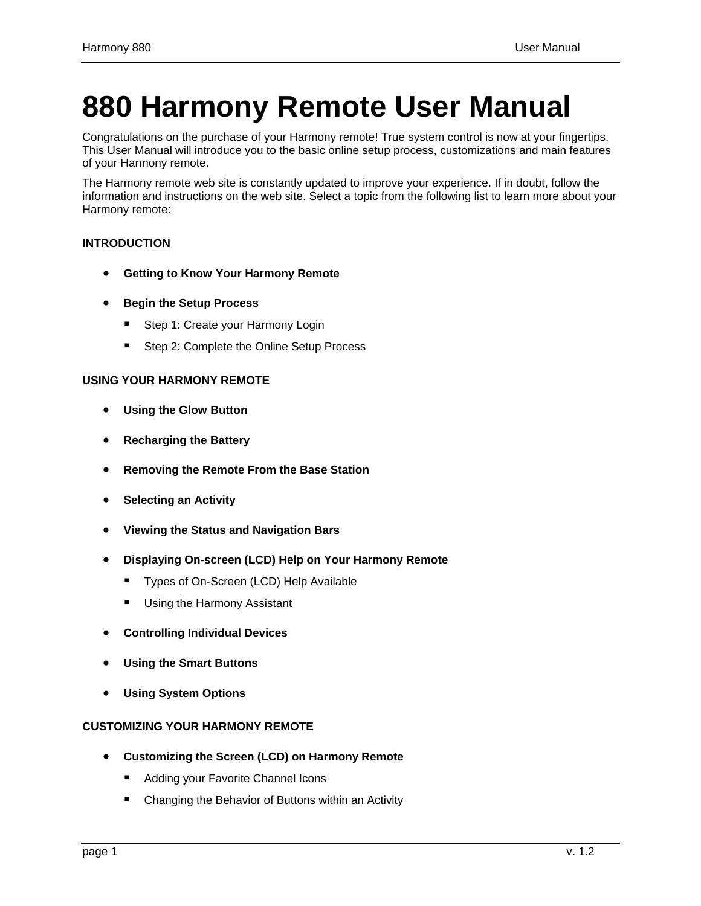# 880 Harmony Remote User Manual

Congratulations on the purchase of your Harmony remote! True system control is now at your fingertips. This User Manual will introduce you to the basic online setup process, customizations and main features of your Harmony remote.

The Harmony remote web site is constantly updated to improve your experience. If in doubt, follow the information and instructions on the web site. Select a topic from the following list to learn more about your Harmony remote:

**INTRODUCTION**

- **Getting to Know Your Harmony Remote**
- **Begin the Setup Process**
  - Step 1: Create your Harmony Login
  - Step 2: Complete the Online Setup Process

**USING YOUR HARMONY REMOTE**

- **Using the Glow Button**
- **Recharging the Battery**
- **Removing the Remote From the Base Station**
- **Selecting an Activity**
- **Viewing the Status and Navigation Bars**
- **Displaying On-screen (LCD) Help on Your Harmony Remote**
  - Types of On-Screen (LCD) Help Available
  - Using the Harmony Assistant
- **Controlling Individual Devices**
- **Using the Smart Buttons**
- **Using System Options**

**CUSTOMIZING YOUR HARMONY REMOTE**

- **Customizing the Screen (LCD) on Harmony Remote**
  - Adding your Favorite Channel Icons
  - Changing the Behavior of Buttons within an Activity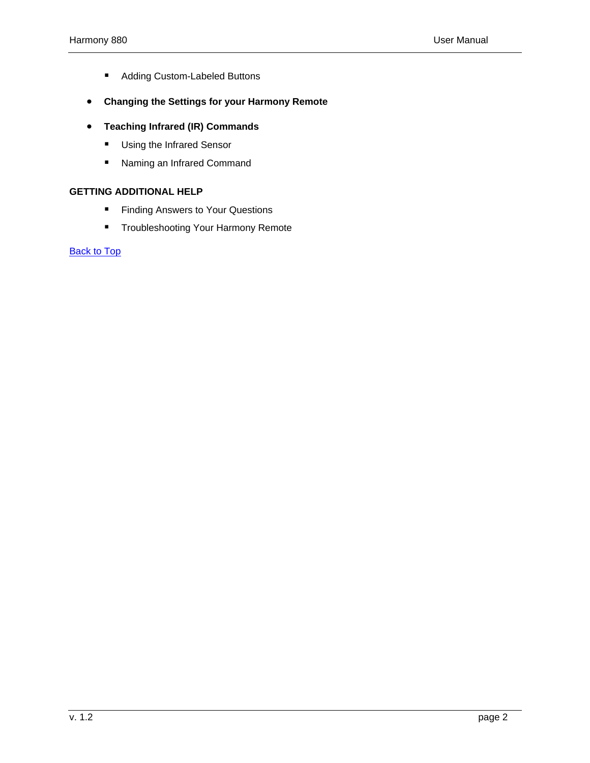- Adding Custom-Labeled Buttons
- **Changing the Settings for your Harmony Remote**
- **Teaching Infrared (IR) Commands**
    - Using the Infrared Sensor
    - Naming an Infrared Command

**GETTING ADDITIONAL HELP**

- Finding Answers to Your Questions
- Troubleshooting Your Harmony Remote

Back to Top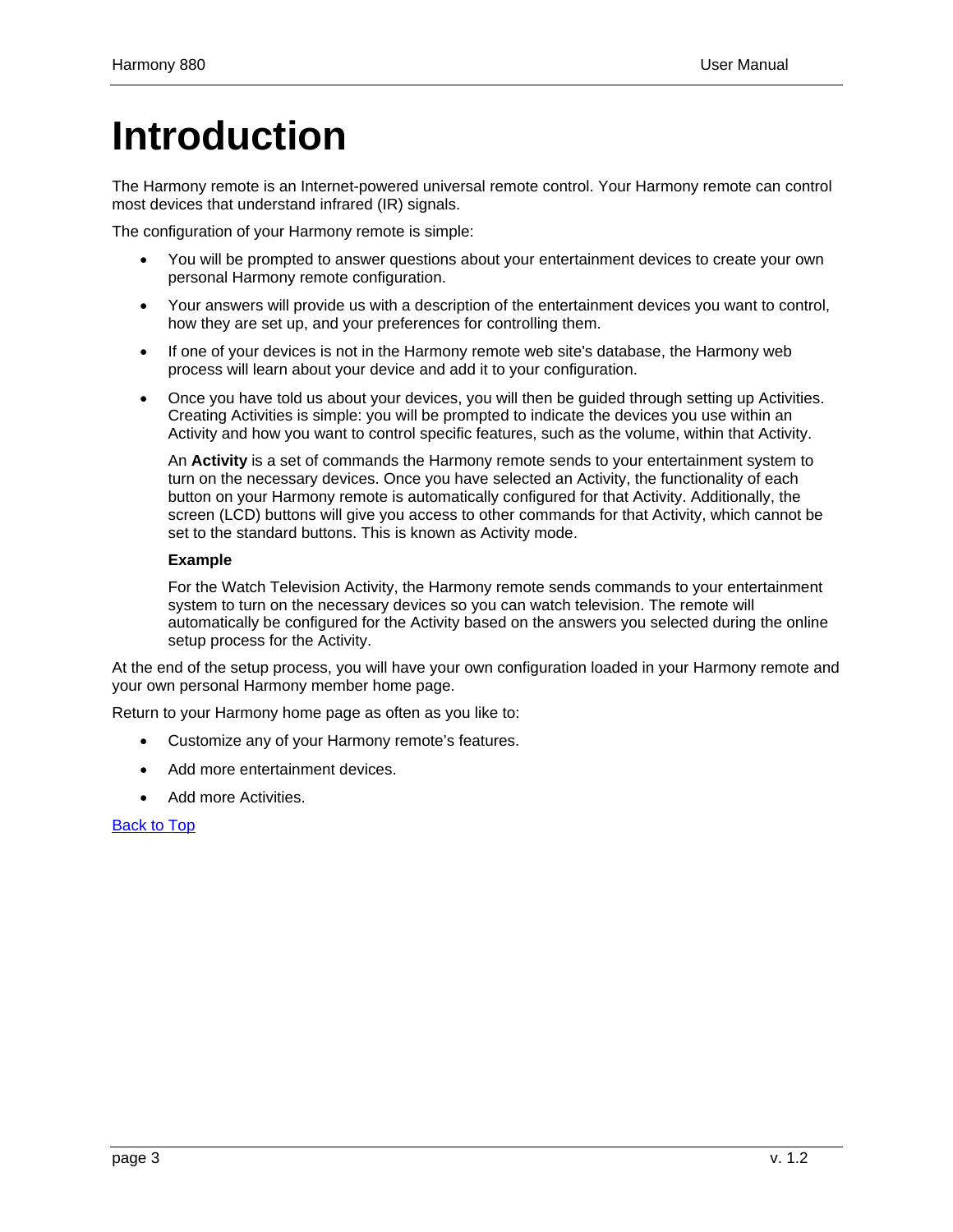# Introduction

The Harmony remote is an Internet-powered universal remote control. Your Harmony remote can control most devices that understand infrared (IR) signals.

The configuration of your Harmony remote is simple:

- You will be prompted to answer questions about your entertainment devices to create your own personal Harmony remote configuration.
- Your answers will provide us with a description of the entertainment devices you want to control, how they are set up, and your preferences for controlling them.
- If one of your devices is not in the Harmony remote web site's database, the Harmony web process will learn about your device and add it to your configuration.
- Once you have told us about your devices, you will then be guided through setting up Activities. Creating Activities is simple: you will be prompted to indicate the devices you use within an Activity and how you want to control specific features, such as the volume, within that Activity.

  An **Activity** is a set of commands the Harmony remote sends to your entertainment system to turn on the necessary devices. Once you have selected an Activity, the functionality of each button on your Harmony remote is automatically configured for that Activity. Additionally, the screen (LCD) buttons will give you access to other commands for that Activity, which cannot be set to the standard buttons. This is known as Activity mode.

  **Example**

  For the Watch Television Activity, the Harmony remote sends commands to your entertainment system to turn on the necessary devices so you can watch television. The remote will automatically be configured for the Activity based on the answers you selected during the online setup process for the Activity.

At the end of the setup process, you will have your own configuration loaded in your Harmony remote and your own personal Harmony member home page.

Return to your Harmony home page as often as you like to:

- Customize any of your Harmony remote's features.
- Add more entertainment devices.
- Add more Activities.

Back to Top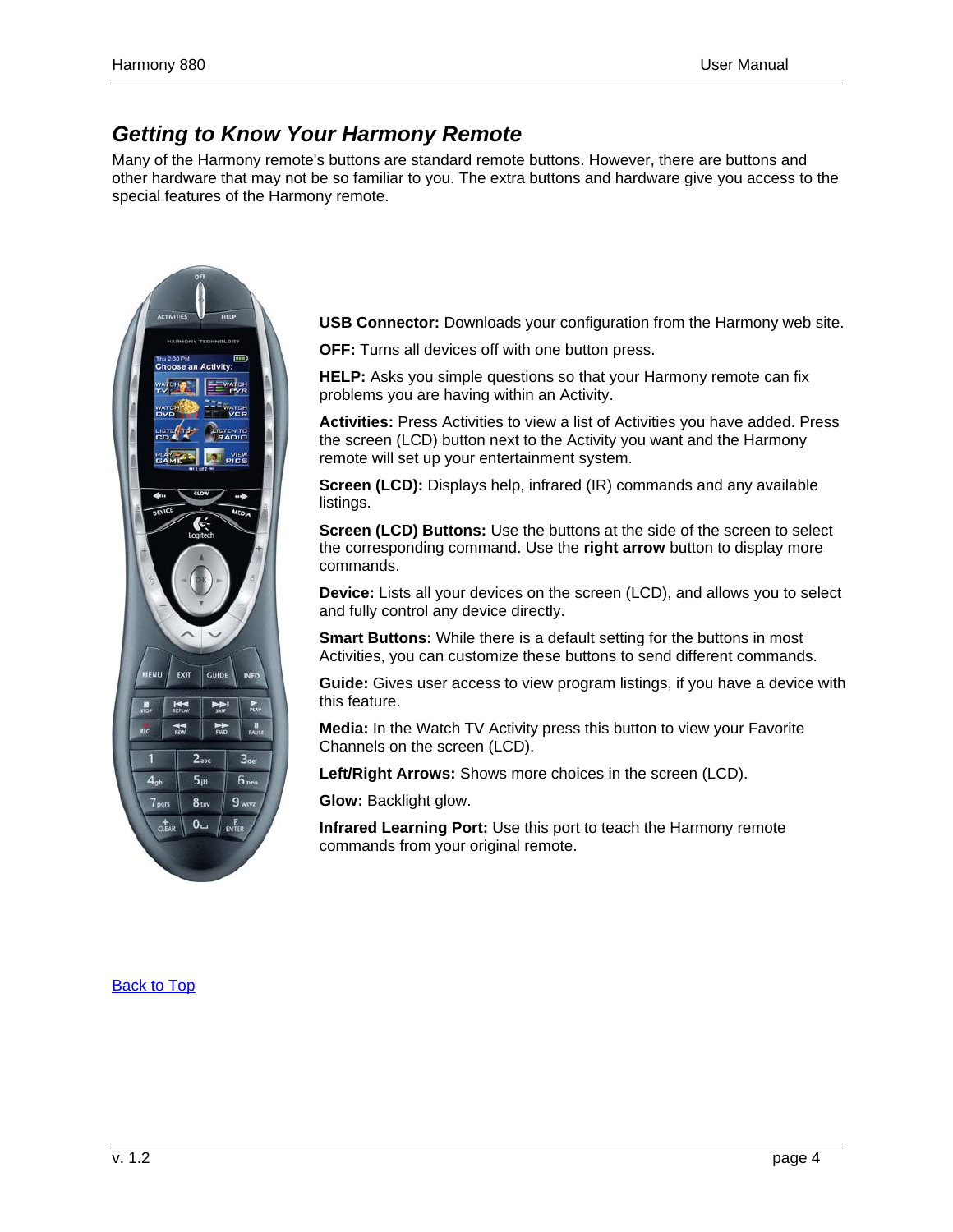## *Getting to Know Your Harmony Remote*

Many of the Harmony remote's buttons are standard remote buttons. However, there are buttons and other hardware that may not be so familiar to you. The extra buttons and hardware give you access to the special features of the Harmony remote.

**USB Connector:** Downloads your configuration from the Harmony web site.

**OFF:** Turns all devices off with one button press.

**HELP:** Asks you simple questions so that your Harmony remote can fix problems you are having within an Activity.

**Activities:** Press Activities to view a list of Activities you have added. Press the screen (LCD) button next to the Activity you want and the Harmony remote will set up your entertainment system.

**Screen (LCD):** Displays help, infrared (IR) commands and any available listings.

**Screen (LCD) Buttons:** Use the buttons at the side of the screen to select the corresponding command. Use the **right arrow** button to display more commands.

**Device:** Lists all your devices on the screen (LCD), and allows you to select and fully control any device directly.

**Smart Buttons:** While there is a default setting for the buttons in most Activities, you can customize these buttons to send different commands.

**Guide:** Gives user access to view program listings, if you have a device with this feature.

**Media:** In the Watch TV Activity press this button to view your Favorite Channels on the screen (LCD).

**Left/Right Arrows:** Shows more choices in the screen (LCD).

**Glow:** Backlight glow.

**Infrared Learning Port:** Use this port to teach the Harmony remote commands from your original remote.

Back to Top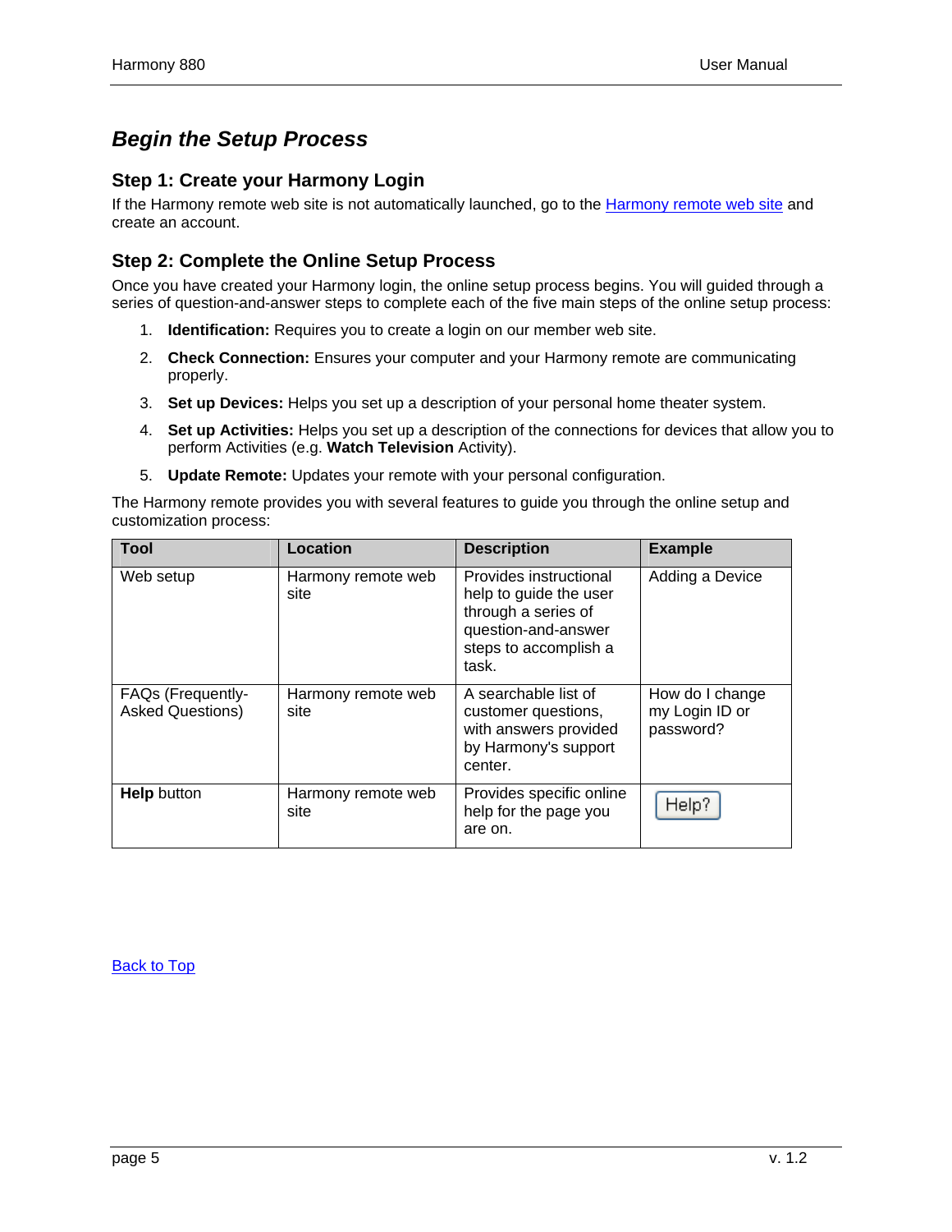## Begin the Setup Process

### Step 1: Create your Harmony Login

If the Harmony remote web site is not automatically launched, go to the Harmony remote web site and create an account.

### Step 2: Complete the Online Setup Process

Once you have created your Harmony login, the online setup process begins. You will guided through a series of question-and-answer steps to complete each of the five main steps of the online setup process:

1. **Identification:** Requires you to create a login on our member web site.
2. **Check Connection:** Ensures your computer and your Harmony remote are communicating properly.
3. **Set up Devices:** Helps you set up a description of your personal home theater system.
4. **Set up Activities:** Helps you set up a description of the connections for devices that allow you to perform Activities (e.g. **Watch Television** Activity).
5. **Update Remote:** Updates your remote with your personal configuration.

The Harmony remote provides you with several features to guide you through the online setup and customization process:

| Tool | Location | Description | Example |
|---|---|---|---|
| Web setup | Harmony remote web site | Provides instructional help to guide the user through a series of question-and-answer steps to accomplish a task. | Adding a Device |
| FAQs (Frequently-Asked Questions) | Harmony remote web site | A searchable list of customer questions, with answers provided by Harmony's support center. | How do I change my Login ID or password? |
| **Help** button | Harmony remote web site | Provides specific online help for the page you are on. | Help? |

Back to Top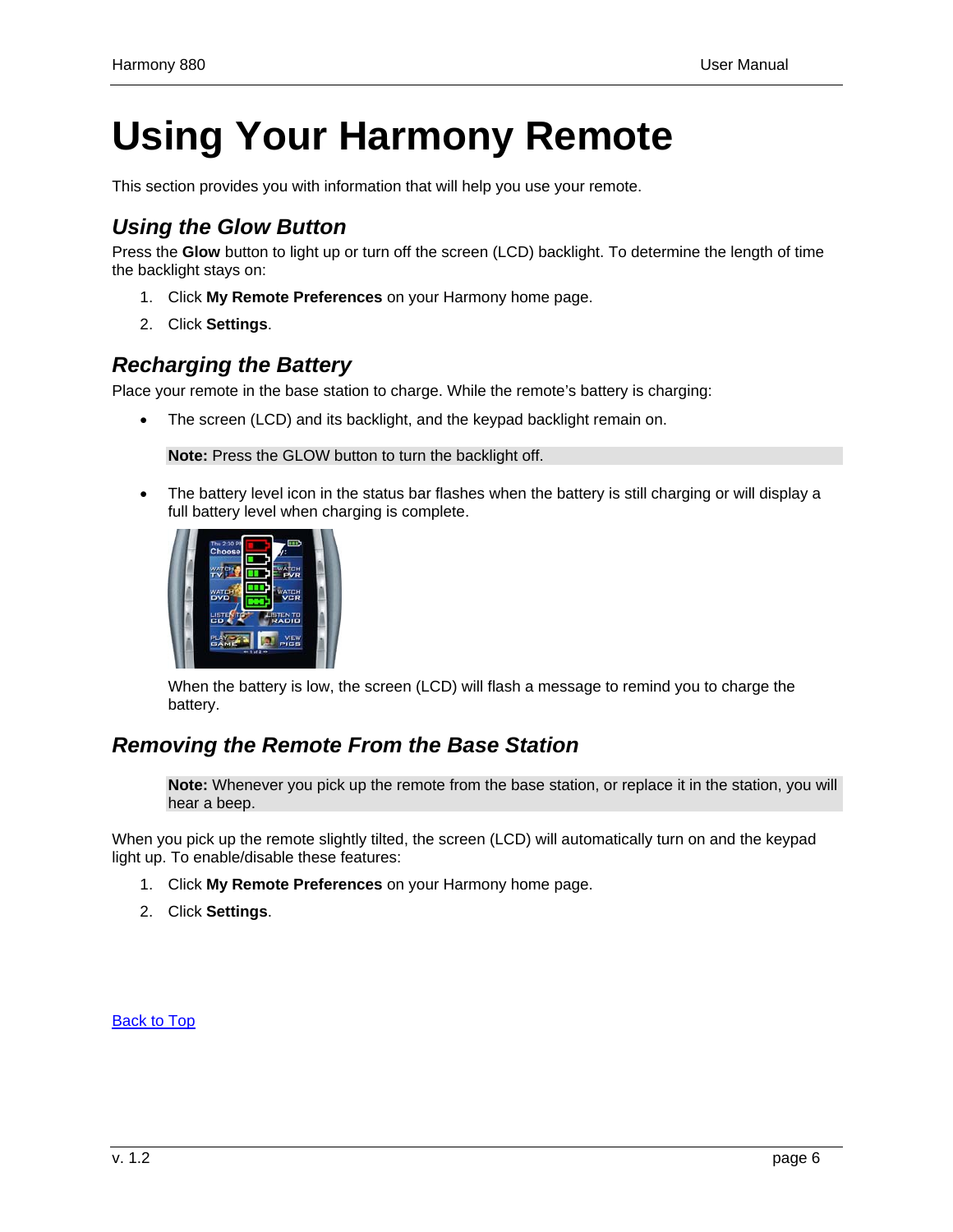# Using Your Harmony Remote

This section provides you with information that will help you use your remote.

## *Using the Glow Button*

Press the **Glow** button to light up or turn off the screen (LCD) backlight. To determine the length of time the backlight stays on:

1. Click **My Remote Preferences** on your Harmony home page.
2. Click **Settings**.

## *Recharging the Battery*

Place your remote in the base station to charge. While the remote's battery is charging:

- The screen (LCD) and its backlight, and the keypad backlight remain on.

  **Note:** Press the GLOW button to turn the backlight off.

- The battery level icon in the status bar flashes when the battery is still charging or will display a full battery level when charging is complete.

  When the battery is low, the screen (LCD) will flash a message to remind you to charge the battery.

## *Removing the Remote From the Base Station*

**Note:** Whenever you pick up the remote from the base station, or replace it in the station, you will hear a beep.

When you pick up the remote slightly tilted, the screen (LCD) will automatically turn on and the keypad light up. To enable/disable these features:

1. Click **My Remote Preferences** on your Harmony home page.
2. Click **Settings**.

Back to Top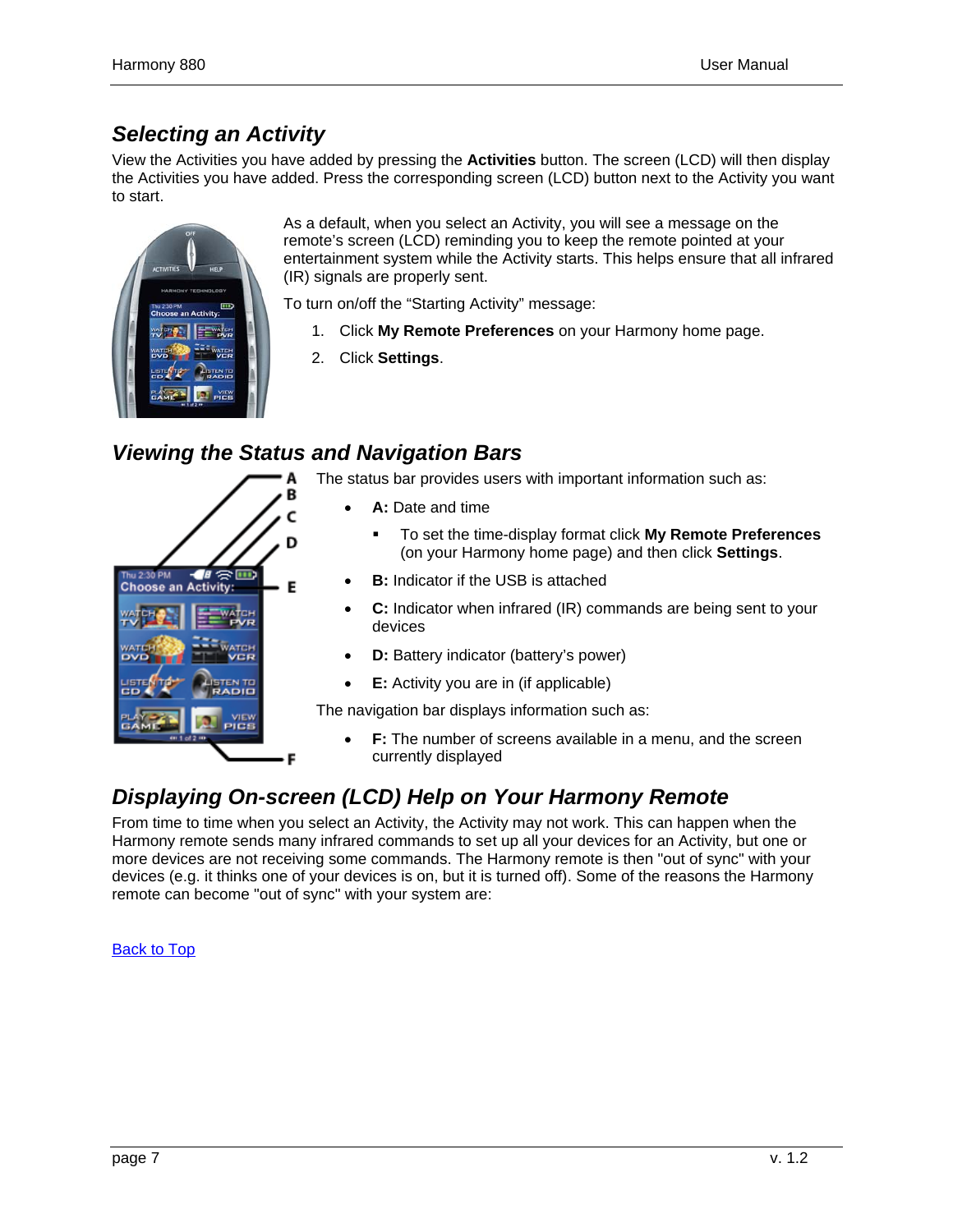## Selecting an Activity

View the Activities you have added by pressing the **Activities** button. The screen (LCD) will then display the Activities you have added. Press the corresponding screen (LCD) button next to the Activity you want to start.

As a default, when you select an Activity, you will see a message on the remote's screen (LCD) reminding you to keep the remote pointed at your entertainment system while the Activity starts. This helps ensure that all infrared (IR) signals are properly sent.

To turn on/off the "Starting Activity" message:

1. Click **My Remote Preferences** on your Harmony home page.
2. Click **Settings**.

## Viewing the Status and Navigation Bars

The status bar provides users with important information such as:

- **A:** Date and time
  - To set the time-display format click **My Remote Preferences** (on your Harmony home page) and then click **Settings**.
- **B:** Indicator if the USB is attached
- **C:** Indicator when infrared (IR) commands are being sent to your devices
- **D:** Battery indicator (battery's power)
- **E:** Activity you are in (if applicable)

The navigation bar displays information such as:

- **F:** The number of screens available in a menu, and the screen currently displayed

## Displaying On-screen (LCD) Help on Your Harmony Remote

From time to time when you select an Activity, the Activity may not work. This can happen when the Harmony remote sends many infrared commands to set up all your devices for an Activity, but one or more devices are not receiving some commands. The Harmony remote is then "out of sync" with your devices (e.g. it thinks one of your devices is on, but it is turned off). Some of the reasons the Harmony remote can become "out of sync" with your system are:

Back to Top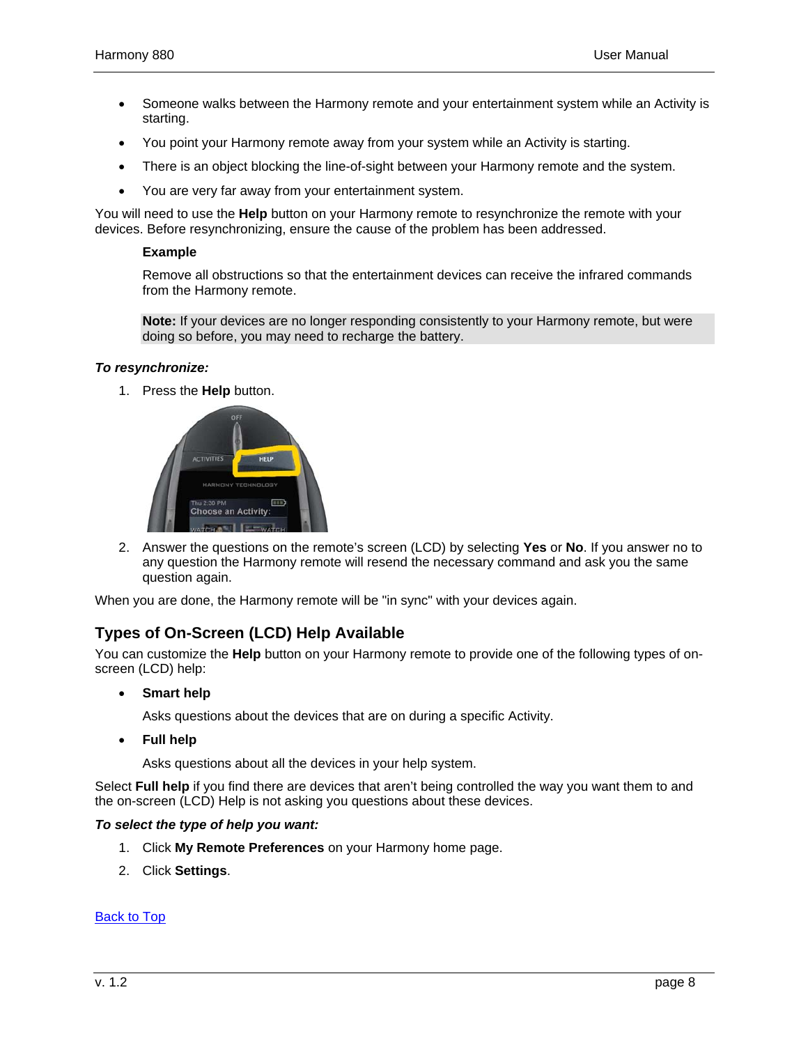- Someone walks between the Harmony remote and your entertainment system while an Activity is starting.
- You point your Harmony remote away from your system while an Activity is starting.
- There is an object blocking the line-of-sight between your Harmony remote and the system.
- You are very far away from your entertainment system.

You will need to use the **Help** button on your Harmony remote to resynchronize the remote with your devices. Before resynchronizing, ensure the cause of the problem has been addressed.

> **Example**
>
> Remove all obstructions so that the entertainment devices can receive the infrared commands from the Harmony remote.

> **Note:** If your devices are no longer responding consistently to your Harmony remote, but were doing so before, you may need to recharge the battery.

***To resynchronize:***

1. Press the **Help** button.
2. Answer the questions on the remote's screen (LCD) by selecting **Yes** or **No**. If you answer no to any question the Harmony remote will resend the necessary command and ask you the same question again.

When you are done, the Harmony remote will be "in sync" with your devices again.

## Types of On-Screen (LCD) Help Available

You can customize the **Help** button on your Harmony remote to provide one of the following types of on-screen (LCD) help:

- **Smart help**

  Asks questions about the devices that are on during a specific Activity.

- **Full help**

  Asks questions about all the devices in your help system.

Select **Full help** if you find there are devices that aren't being controlled the way you want them to and the on-screen (LCD) Help is not asking you questions about these devices.

***To select the type of help you want:***

1. Click **My Remote Preferences** on your Harmony home page.
2. Click **Settings**.

Back to Top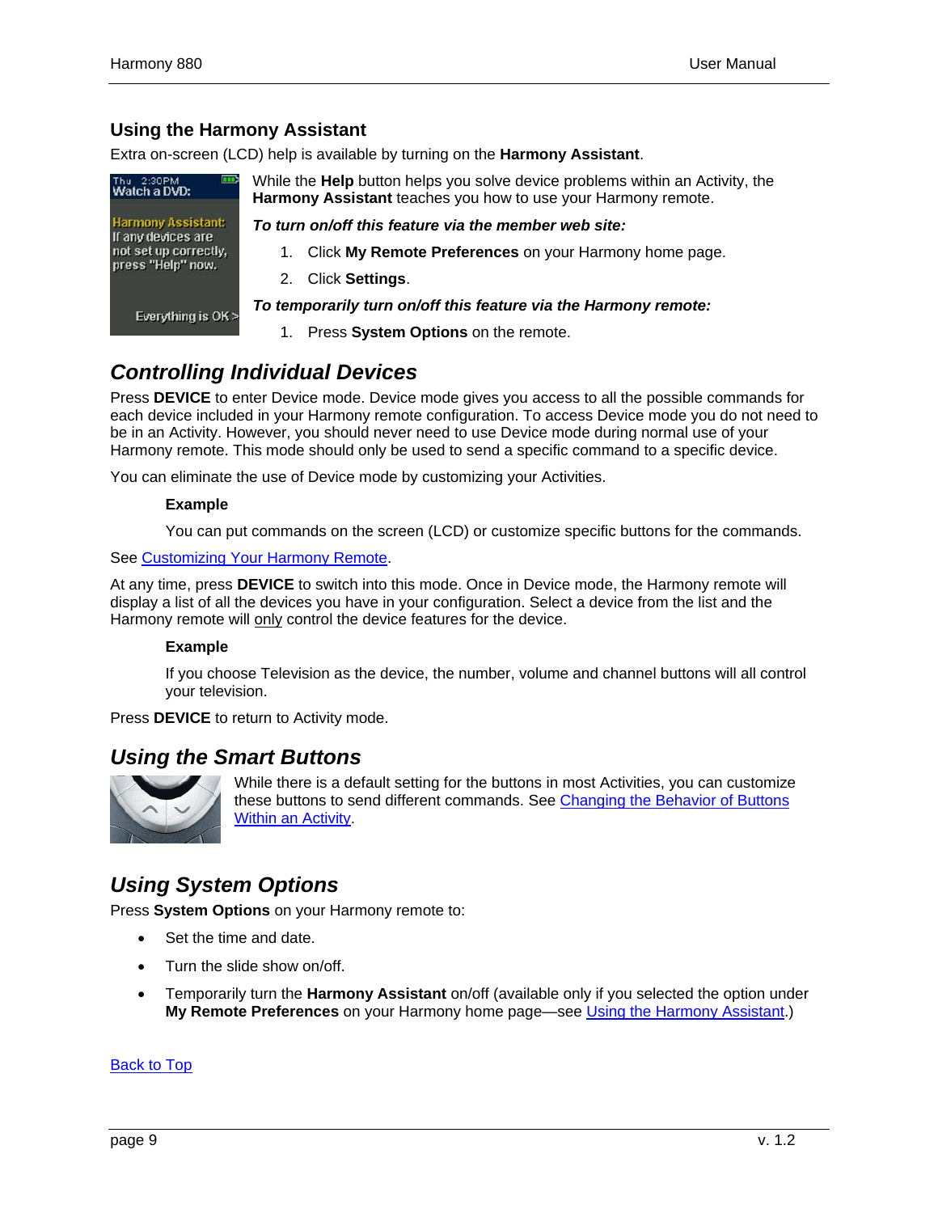## Using the Harmony Assistant

Extra on-screen (LCD) help is available by turning on the **Harmony Assistant**.

While the **Help** button helps you solve device problems within an Activity, the **Harmony Assistant** teaches you how to use your Harmony remote.

***To turn on/off this feature via the member web site:***

1. Click **My Remote Preferences** on your Harmony home page.
2. Click **Settings**.

***To temporarily turn on/off this feature via the Harmony remote:***

1. Press **System Options** on the remote.

## *Controlling Individual Devices*

Press **DEVICE** to enter Device mode. Device mode gives you access to all the possible commands for each device included in your Harmony remote configuration. To access Device mode you do not need to be in an Activity. However, you should never need to use Device mode during normal use of your Harmony remote. This mode should only be used to send a specific command to a specific device.

You can eliminate the use of Device mode by customizing your Activities.

> **Example**
>
> You can put commands on the screen (LCD) or customize specific buttons for the commands.

See Customizing Your Harmony Remote.

At any time, press **DEVICE** to switch into this mode. Once in Device mode, the Harmony remote will display a list of all the devices you have in your configuration. Select a device from the list and the Harmony remote will only control the device features for the device.

> **Example**
>
> If you choose Television as the device, the number, volume and channel buttons will all control your television.

Press **DEVICE** to return to Activity mode.

## *Using the Smart Buttons*

While there is a default setting for the buttons in most Activities, you can customize these buttons to send different commands. See Changing the Behavior of Buttons Within an Activity.

## *Using System Options*

Press **System Options** on your Harmony remote to:

- Set the time and date.
- Turn the slide show on/off.
- Temporarily turn the **Harmony Assistant** on/off (available only if you selected the option under **My Remote Preferences** on your Harmony home page—see Using the Harmony Assistant.)

Back to Top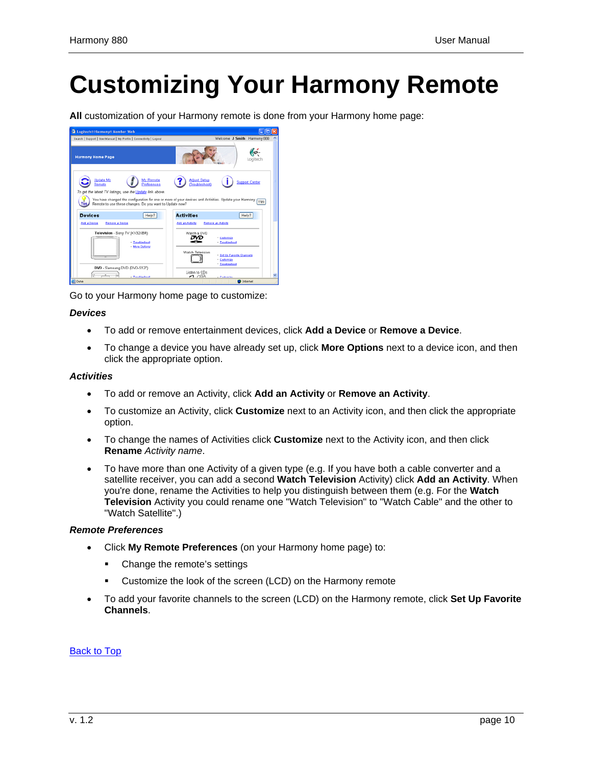# Customizing Your Harmony Remote

**All** customization of your Harmony remote is done from your Harmony home page:

Go to your Harmony home page to customize:

***Devices***

- To add or remove entertainment devices, click **Add a Device** or **Remove a Device**.
- To change a device you have already set up, click **More Options** next to a device icon, and then click the appropriate option.

***Activities***

- To add or remove an Activity, click **Add an Activity** or **Remove an Activity**.
- To customize an Activity, click **Customize** next to an Activity icon, and then click the appropriate option.
- To change the names of Activities click **Customize** next to the Activity icon, and then click **Rename** *Activity name*.
- To have more than one Activity of a given type (e.g. If you have both a cable converter and a satellite receiver, you can add a second **Watch Television** Activity) click **Add an Activity**. When you're done, rename the Activities to help you distinguish between them (e.g. For the **Watch Television** Activity you could rename one "Watch Television" to "Watch Cable" and the other to "Watch Satellite".)

***Remote Preferences***

- Click **My Remote Preferences** (on your Harmony home page) to:
  - Change the remote's settings
  - Customize the look of the screen (LCD) on the Harmony remote
- To add your favorite channels to the screen (LCD) on the Harmony remote, click **Set Up Favorite Channels**.

[Back to Top]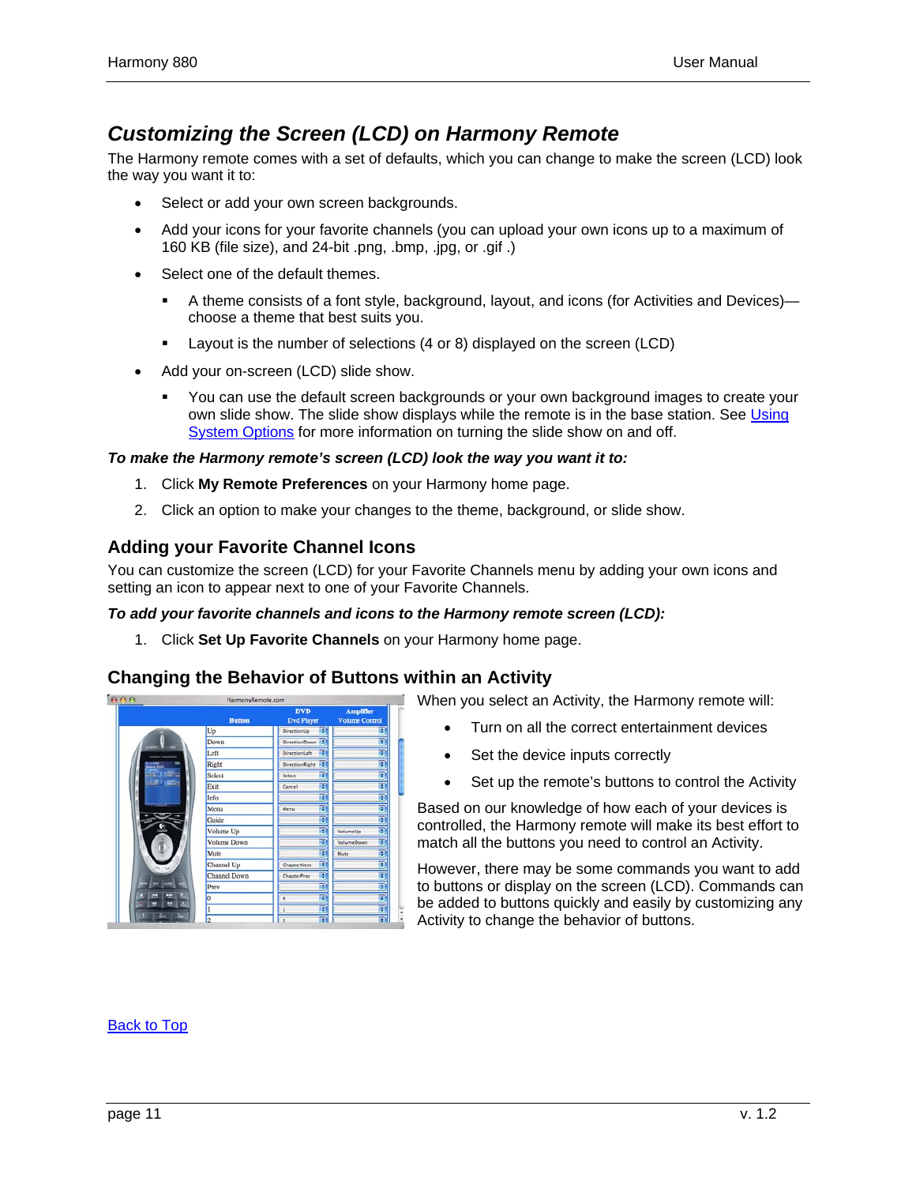## Customizing the Screen (LCD) on Harmony Remote

The Harmony remote comes with a set of defaults, which you can change to make the screen (LCD) look the way you want it to:

- Select or add your own screen backgrounds.
- Add your icons for your favorite channels (you can upload your own icons up to a maximum of 160 KB (file size), and 24-bit .png, .bmp, .jpg, or .gif .)
- Select one of the default themes.
  - A theme consists of a font style, background, layout, and icons (for Activities and Devices)—choose a theme that best suits you.
  - Layout is the number of selections (4 or 8) displayed on the screen (LCD)
- Add your on-screen (LCD) slide show.
  - You can use the default screen backgrounds or your own background images to create your own slide show. The slide show displays while the remote is in the base station. See Using System Options for more information on turning the slide show on and off.

***To make the Harmony remote's screen (LCD) look the way you want it to:***

1. Click **My Remote Preferences** on your Harmony home page.
2. Click an option to make your changes to the theme, background, or slide show.

### Adding your Favorite Channel Icons

You can customize the screen (LCD) for your Favorite Channels menu by adding your own icons and setting an icon to appear next to one of your Favorite Channels.

***To add your favorite channels and icons to the Harmony remote screen (LCD):***

1. Click **Set Up Favorite Channels** on your Harmony home page.

### Changing the Behavior of Buttons within an Activity

When you select an Activity, the Harmony remote will:

- Turn on all the correct entertainment devices
- Set the device inputs correctly
- Set up the remote's buttons to control the Activity

Based on our knowledge of how each of your devices is controlled, the Harmony remote will make its best effort to match all the buttons you need to control an Activity.

However, there may be some commands you want to add to buttons or display on the screen (LCD). Commands can be added to buttons quickly and easily by customizing any Activity to change the behavior of buttons.

Back to Top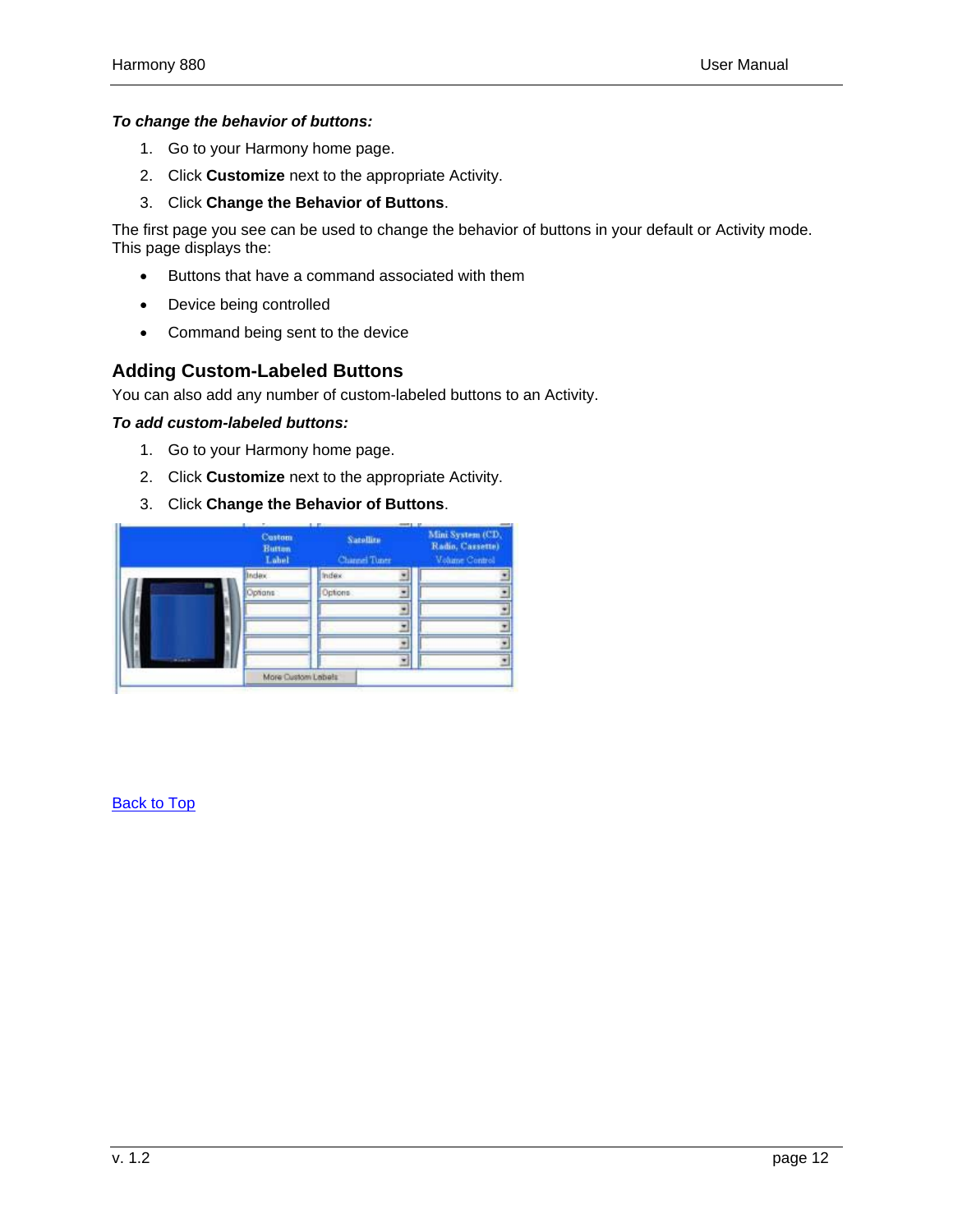***To change the behavior of buttons:***

1. Go to your Harmony home page.
2. Click **Customize** next to the appropriate Activity.
3. Click **Change the Behavior of Buttons**.

The first page you see can be used to change the behavior of buttons in your default or Activity mode. This page displays the:

- Buttons that have a command associated with them
- Device being controlled
- Command being sent to the device

## Adding Custom-Labeled Buttons

You can also add any number of custom-labeled buttons to an Activity.

***To add custom-labeled buttons:***

1. Go to your Harmony home page.
2. Click **Customize** next to the appropriate Activity.
3. Click **Change the Behavior of Buttons**.

| Custom Button Label | Satellite Channel Tuner | Mini System (CD, Radio, Cassette) Volume Control |
|---|---|---|
| Index | Index | |
| Options | Options | |
| | | |
| | | |
| | | |
| | | |

More Custom Labels

Back to Top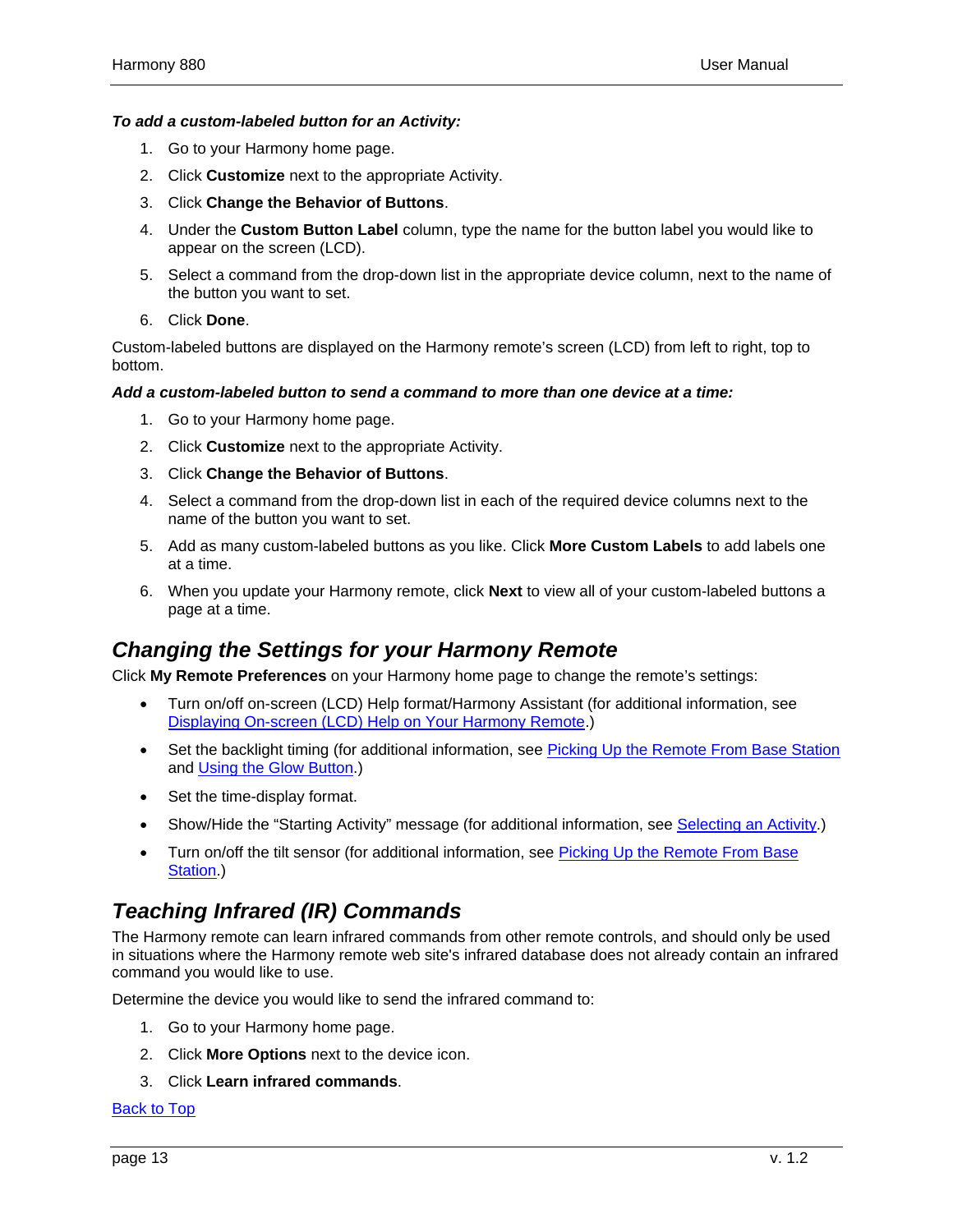***To add a custom-labeled button for an Activity:***

1. Go to your Harmony home page.
2. Click **Customize** next to the appropriate Activity.
3. Click **Change the Behavior of Buttons**.
4. Under the **Custom Button Label** column, type the name for the button label you would like to appear on the screen (LCD).
5. Select a command from the drop-down list in the appropriate device column, next to the name of the button you want to set.
6. Click **Done**.

Custom-labeled buttons are displayed on the Harmony remote's screen (LCD) from left to right, top to bottom.

***Add a custom-labeled button to send a command to more than one device at a time:***

1. Go to your Harmony home page.
2. Click **Customize** next to the appropriate Activity.
3. Click **Change the Behavior of Buttons**.
4. Select a command from the drop-down list in each of the required device columns next to the name of the button you want to set.
5. Add as many custom-labeled buttons as you like. Click **More Custom Labels** to add labels one at a time.
6. When you update your Harmony remote, click **Next** to view all of your custom-labeled buttons a page at a time.

## *Changing the Settings for your Harmony Remote*

Click **My Remote Preferences** on your Harmony home page to change the remote's settings:

- Turn on/off on-screen (LCD) Help format/Harmony Assistant (for additional information, see Displaying On-screen (LCD) Help on Your Harmony Remote.)
- Set the backlight timing (for additional information, see Picking Up the Remote From Base Station and Using the Glow Button.)
- Set the time-display format.
- Show/Hide the "Starting Activity" message (for additional information, see Selecting an Activity.)
- Turn on/off the tilt sensor (for additional information, see Picking Up the Remote From Base Station.)

## *Teaching Infrared (IR) Commands*

The Harmony remote can learn infrared commands from other remote controls, and should only be used in situations where the Harmony remote web site's infrared database does not already contain an infrared command you would like to use.

Determine the device you would like to send the infrared command to:

1. Go to your Harmony home page.
2. Click **More Options** next to the device icon.
3. Click **Learn infrared commands**.

Back to Top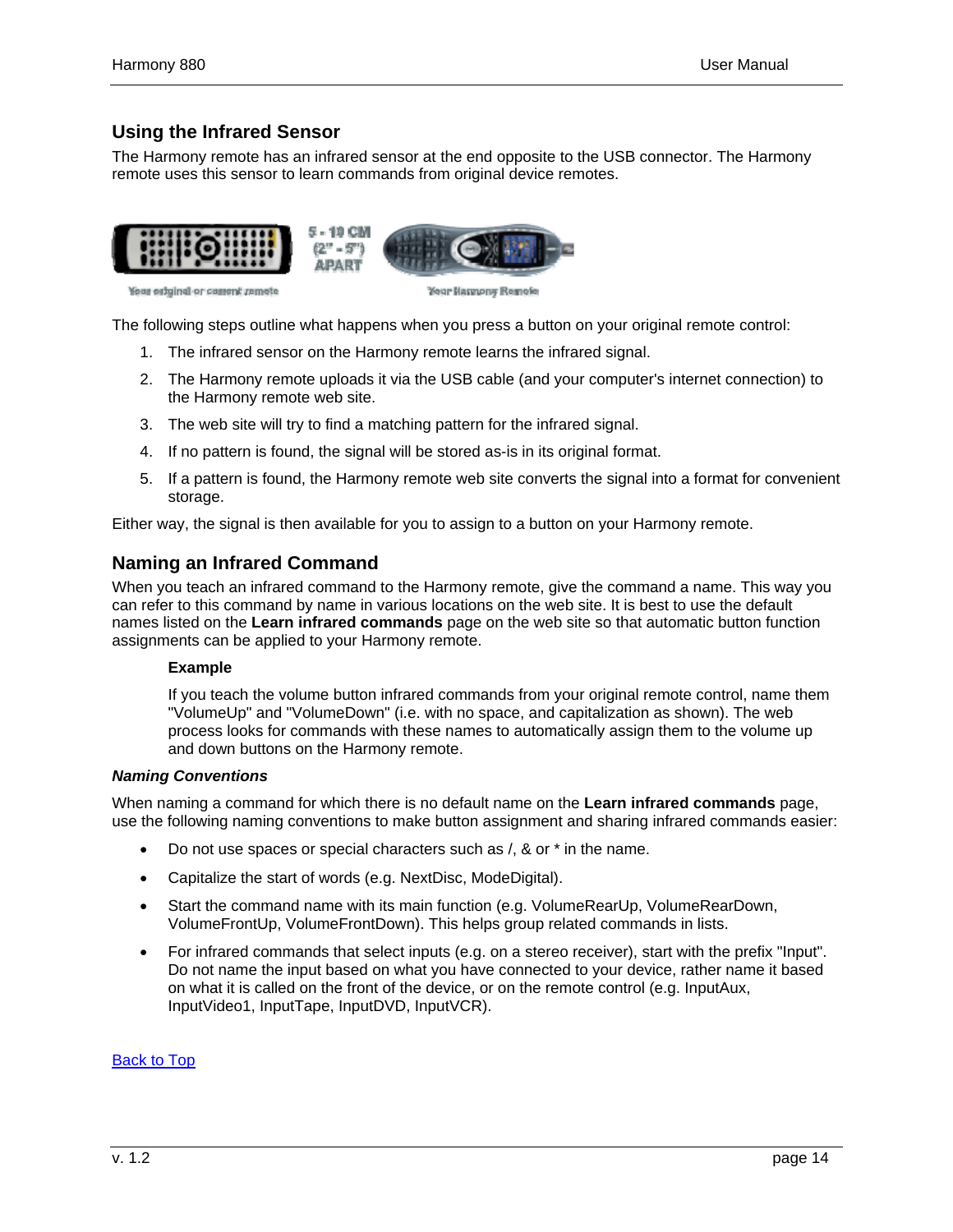## Using the Infrared Sensor

The Harmony remote has an infrared sensor at the end opposite to the USB connector. The Harmony remote uses this sensor to learn commands from original device remotes.

The following steps outline what happens when you press a button on your original remote control:

1. The infrared sensor on the Harmony remote learns the infrared signal.
2. The Harmony remote uploads it via the USB cable (and your computer's internet connection) to the Harmony remote web site.
3. The web site will try to find a matching pattern for the infrared signal.
4. If no pattern is found, the signal will be stored as-is in its original format.
5. If a pattern is found, the Harmony remote web site converts the signal into a format for convenient storage.

Either way, the signal is then available for you to assign to a button on your Harmony remote.

## Naming an Infrared Command

When you teach an infrared command to the Harmony remote, give the command a name. This way you can refer to this command by name in various locations on the web site. It is best to use the default names listed on the **Learn infrared commands** page on the web site so that automatic button function assignments can be applied to your Harmony remote.

**Example**

If you teach the volume button infrared commands from your original remote control, name them "VolumeUp" and "VolumeDown" (i.e. with no space, and capitalization as shown). The web process looks for commands with these names to automatically assign them to the volume up and down buttons on the Harmony remote.

***Naming Conventions***

When naming a command for which there is no default name on the **Learn infrared commands** page, use the following naming conventions to make button assignment and sharing infrared commands easier:

- Do not use spaces or special characters such as /, & or * in the name.
- Capitalize the start of words (e.g. NextDisc, ModeDigital).
- Start the command name with its main function (e.g. VolumeRearUp, VolumeRearDown, VolumeFrontUp, VolumeFrontDown). This helps group related commands in lists.
- For infrared commands that select inputs (e.g. on a stereo receiver), start with the prefix "Input". Do not name the input based on what you have connected to your device, rather name it based on what it is called on the front of the device, or on the remote control (e.g. InputAux, InputVideo1, InputTape, InputDVD, InputVCR).

[Back to Top]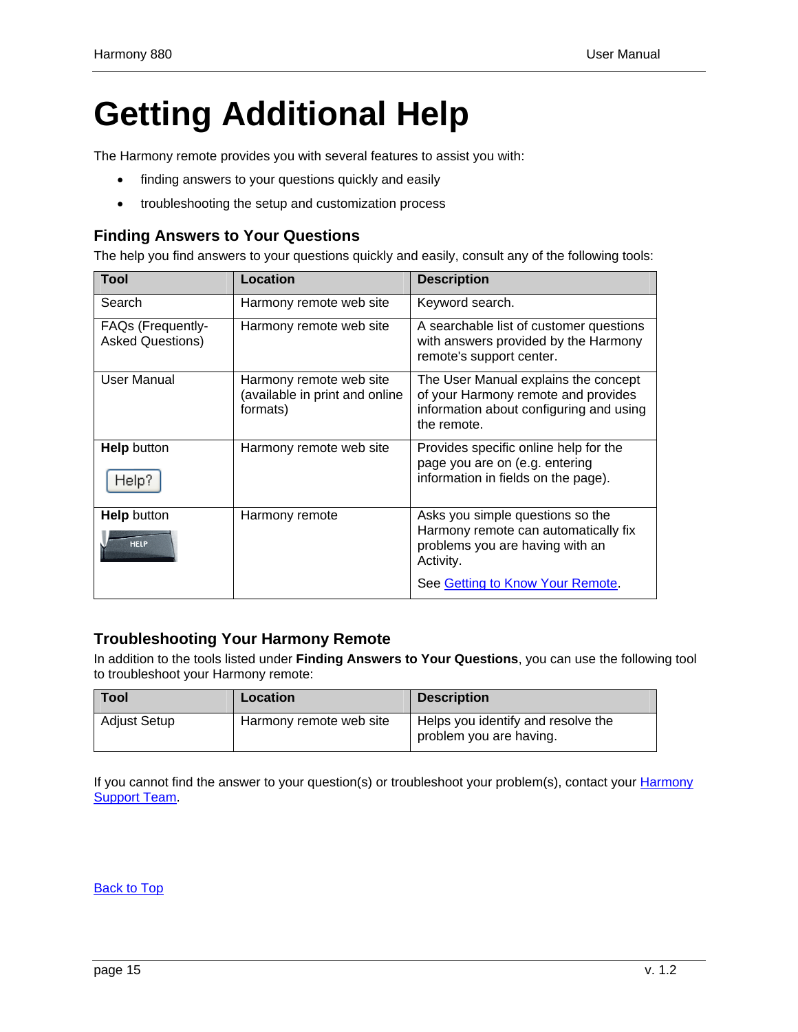# Getting Additional Help

The Harmony remote provides you with several features to assist you with:

- finding answers to your questions quickly and easily
- troubleshooting the setup and customization process

## Finding Answers to Your Questions

The help you find answers to your questions quickly and easily, consult any of the following tools:

| Tool | Location | Description |
|---|---|---|
| Search | Harmony remote web site | Keyword search. |
| FAQs (Frequently-Asked Questions) | Harmony remote web site | A searchable list of customer questions with answers provided by the Harmony remote's support center. |
| User Manual | Harmony remote web site (available in print and online formats) | The User Manual explains the concept of your Harmony remote and provides information about configuring and using the remote. |
| **Help** button Help? | Harmony remote web site | Provides specific online help for the page you are on (e.g. entering information in fields on the page). |
| **Help** button HELP | Harmony remote | Asks you simple questions so the Harmony remote can automatically fix problems you are having with an Activity. See Getting to Know Your Remote. |

## Troubleshooting Your Harmony Remote

In addition to the tools listed under **Finding Answers to Your Questions**, you can use the following tool to troubleshoot your Harmony remote:

| Tool | Location | Description |
|---|---|---|
| Adjust Setup | Harmony remote web site | Helps you identify and resolve the problem you are having. |

If you cannot find the answer to your question(s) or troubleshoot your problem(s), contact your Harmony Support Team.

Back to Top